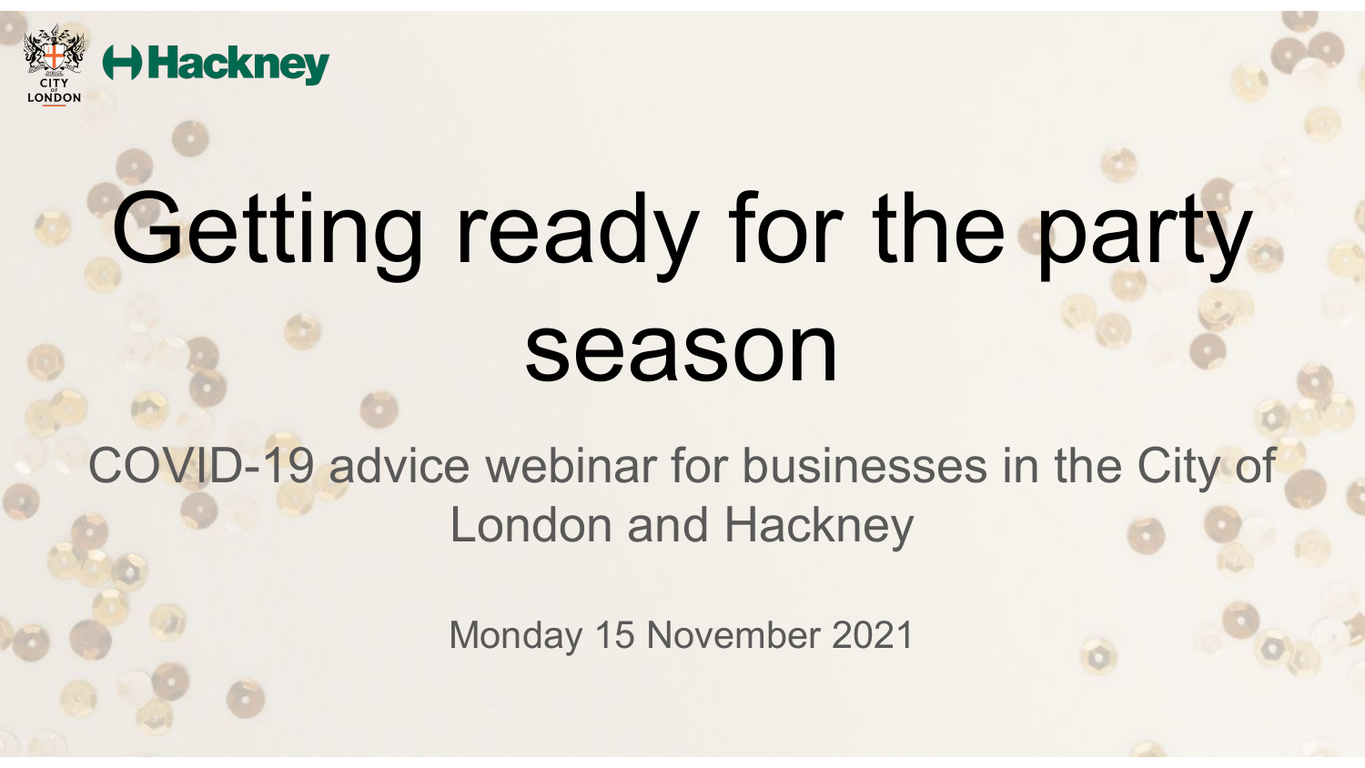# Getting ready for the party season

COVID-19 advice webinar for businesses in the City of London and Hackney

Monday 15 November 2021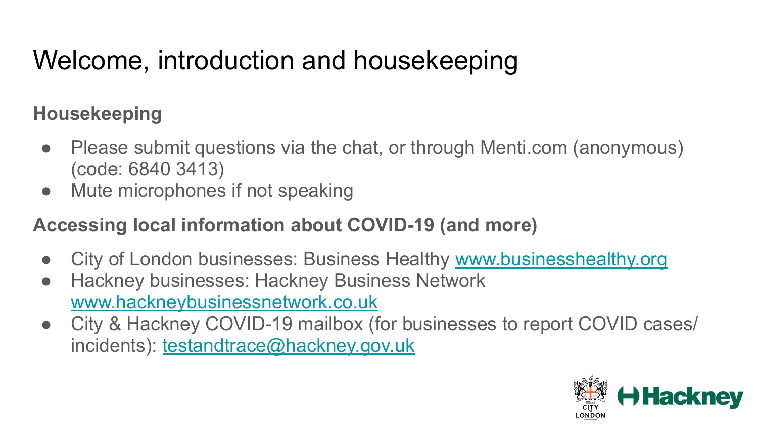# Welcome, introduction and housekeeping

**Housekeeping**

- Please submit questions via the chat, or through Menti.com (anonymous) (code: 6840 3413)
- Mute microphones if not speaking

**Accessing local information about COVID-19 (and more)**

- City of London businesses: Business Healthy www.businesshealthy.org
- Hackney businesses: Hackney Business Network www.hackneybusinessnetwork.co.uk
- City & Hackney COVID-19 mailbox (for businesses to report COVID cases/ incidents): testandtrace@hackney.gov.uk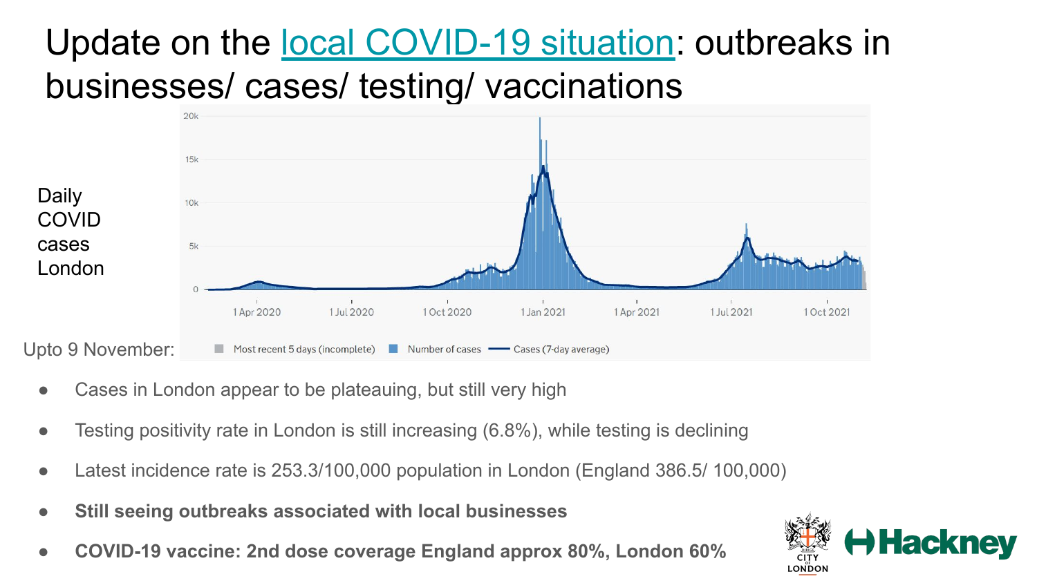# Update on the [local COVID-19 situation](): outbreaks in businesses/ cases/ testing/ vaccinations

Daily COVID cases London

20k
15k
10k
5k
0

1 Apr 2020
1 Jul 2020
1 Oct 2020
1 Jan 2021
1 Apr 2021
1 Jul 2021
1 Oct 2021

Most recent 5 days (incomplete)
Number of cases
Cases (7-day average)

Upto 9 November:

- Cases in London appear to be plateauing, but still very high
- Testing positivity rate in London is still increasing (6.8%), while testing is declining
- Latest incidence rate is 253.3/100,000 population in London (England 386.5/ 100,000)
- **Still seeing outbreaks associated with local businesses**
- **COVID-19 vaccine: 2nd dose coverage England approx 80%, London 60%**

CITY OF LONDON

Hackney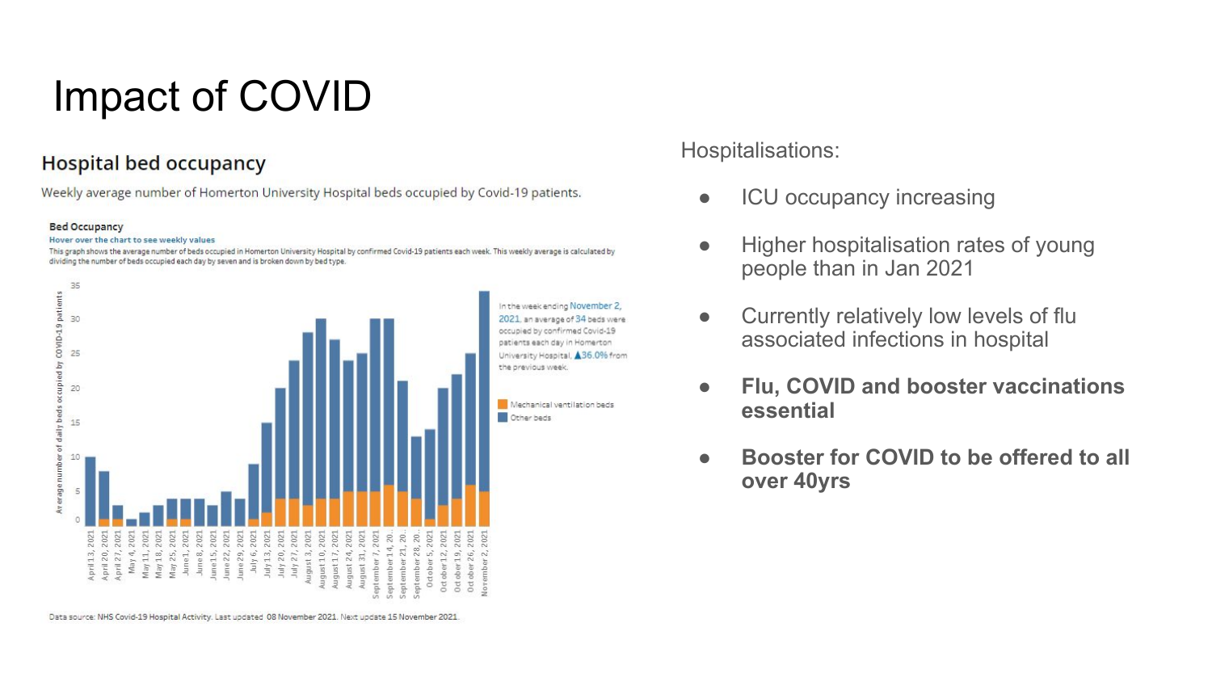# Impact of COVID

## Hospital bed occupancy

Weekly average number of Homerton University Hospital beds occupied by Covid-19 patients.

**Bed Occupancy**

Hover over the chart to see weekly values

This graph shows the average number of beds occupied in Homerton University Hospital by confirmed Covid-19 patients each week. This weekly average is calculated by dividing the number of beds occupied each day by seven and is broken down by bed type.

Average number of daily beds occupied by COVID-19 patients

35
30
25
20
15
10
5
0

April 13, 2021
April 20, 2021
April 27, 2021
May 4, 2021
May 11, 2021
May 18, 2021
May 25, 2021
June 1, 2021
June 8, 2021
June 15, 2021
June 22, 2021
June 29, 2021
July 6, 2021
July 13, 2021
July 20, 2021
July 27, 2021
August 3, 2021
August 10, 2021
August 17, 2021
August 24, 2021
August 31, 2021
September 7, 2021
September 14, 20..
September 21, 20..
September 28, 20..
October 5, 2021
October 12, 2021
October 19, 2021
October 26, 2021
November 2, 2021

In the week ending November 2, 2021, an average of 34 beds were occupied by confirmed Covid-19 patients each day in Homerton University Hospital, ▲36.0% from the previous week.

Mechanical ventilation beds
Other beds

Data source: NHS Covid-19 Hospital Activity. Last updated 08 November 2021. Next update 15 November 2021.

Hospitalisations:

- ICU occupancy increasing
- Higher hospitalisation rates of young people than in Jan 2021
- Currently relatively low levels of flu associated infections in hospital
- **Flu, COVID and booster vaccinations essential**
- **Booster for COVID to be offered to all over 40yrs**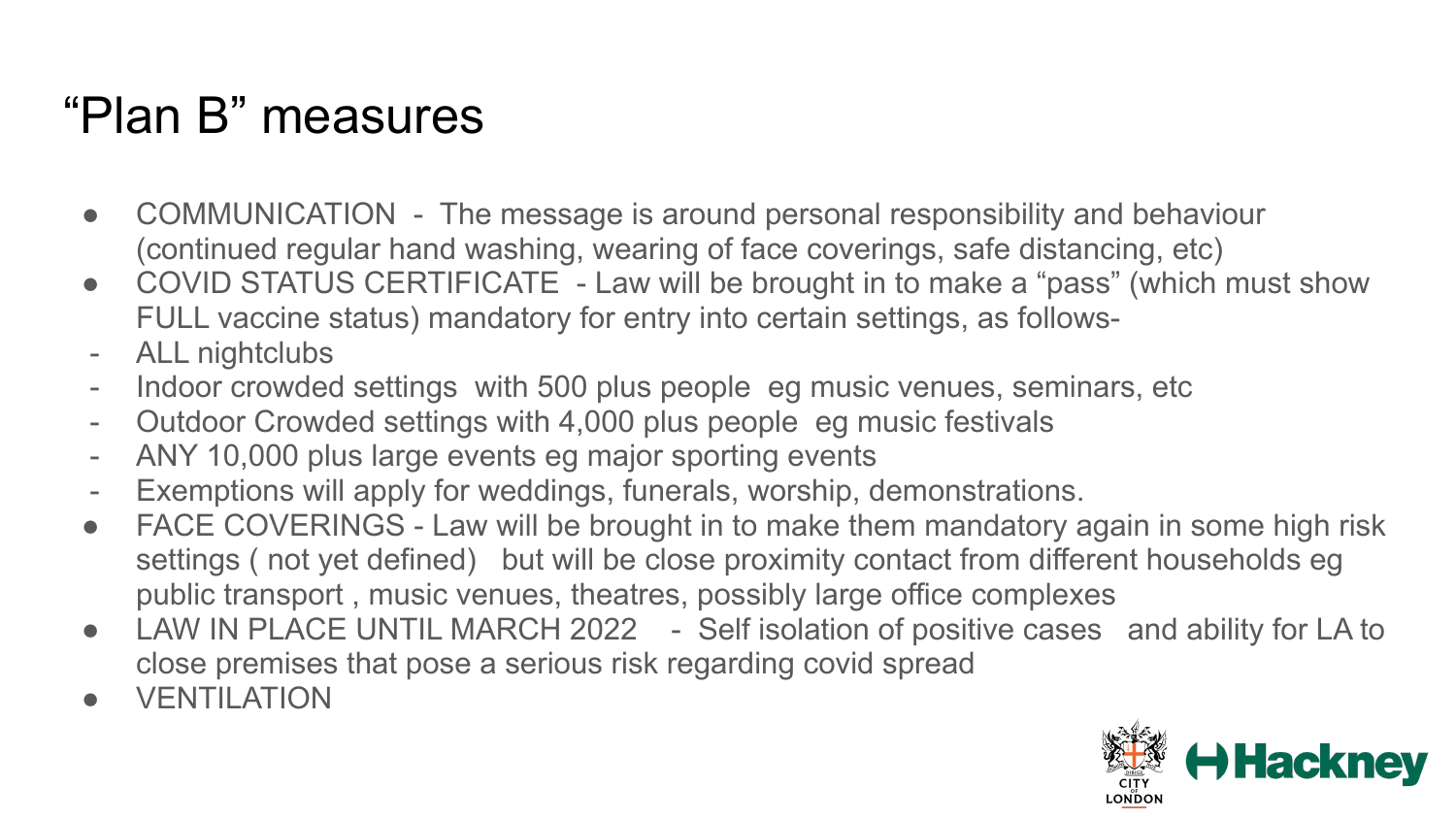# “Plan B” measures

- COMMUNICATION - The message is around personal responsibility and behaviour (continued regular hand washing, wearing of face coverings, safe distancing, etc)
- COVID STATUS CERTIFICATE - Law will be brought in to make a “pass” (which must show FULL vaccine status) mandatory for entry into certain settings, as follows-
  - ALL nightclubs
  - Indoor crowded settings with 500 plus people eg music venues, seminars, etc
  - Outdoor Crowded settings with 4,000 plus people eg music festivals
  - ANY 10,000 plus large events eg major sporting events
  - Exemptions will apply for weddings, funerals, worship, demonstrations.
- FACE COVERINGS - Law will be brought in to make them mandatory again in some high risk settings ( not yet defined) but will be close proximity contact from different households eg public transport , music venues, theatres, possibly large office complexes
- LAW IN PLACE UNTIL MARCH 2022 - Self isolation of positive cases and ability for LA to close premises that pose a serious risk regarding covid spread
- VENTILATION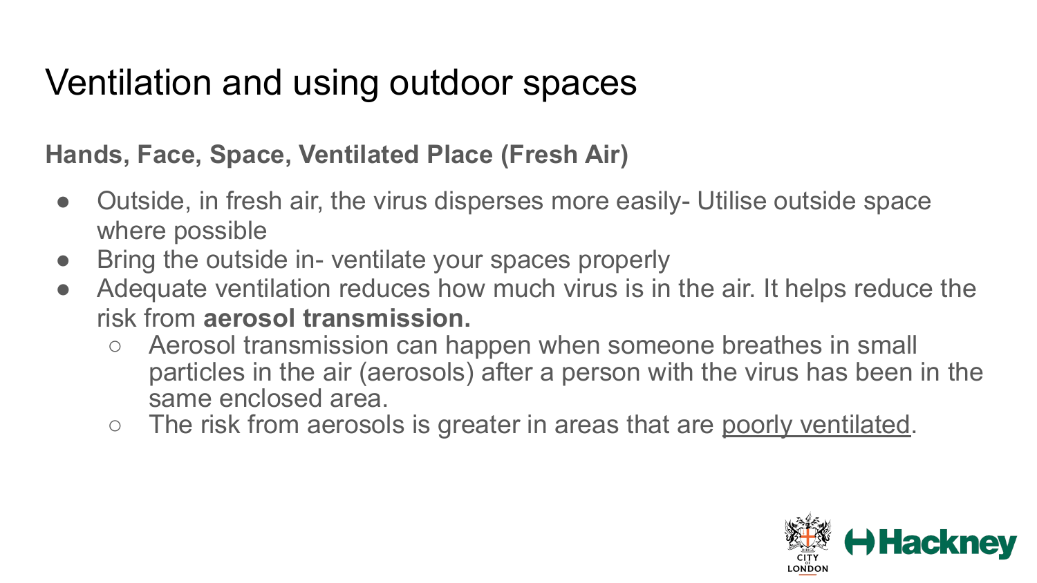# Ventilation and using outdoor spaces

**Hands, Face, Space, Ventilated Place (Fresh Air)**

- Outside, in fresh air, the virus disperses more easily- Utilise outside space where possible
- Bring the outside in- ventilate your spaces properly
- Adequate ventilation reduces how much virus is in the air. It helps reduce the risk from **aerosol transmission.**
  - Aerosol transmission can happen when someone breathes in small particles in the air (aerosols) after a person with the virus has been in the same enclosed area.
  - The risk from aerosols is greater in areas that are poorly ventilated.

CITY OF LONDON

Hackney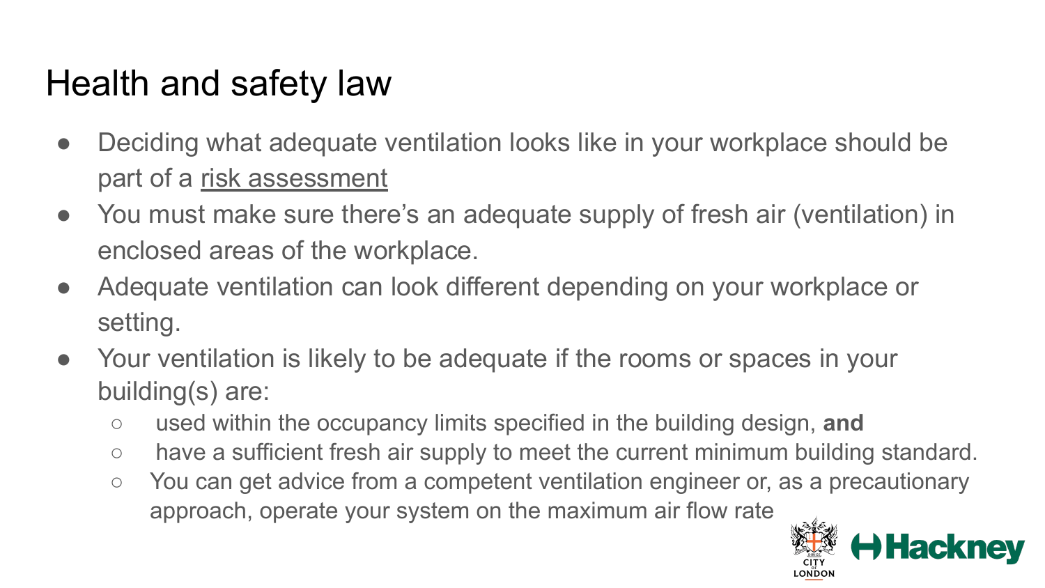# Health and safety law

- Deciding what adequate ventilation looks like in your workplace should be part of a risk assessment
- You must make sure there's an adequate supply of fresh air (ventilation) in enclosed areas of the workplace.
- Adequate ventilation can look different depending on your workplace or setting.
- Your ventilation is likely to be adequate if the rooms or spaces in your building(s) are:
  - used within the occupancy limits specified in the building design, **and**
  - have a sufficient fresh air supply to meet the current minimum building standard.
  - You can get advice from a competent ventilation engineer or, as a precautionary approach, operate your system on the maximum air flow rate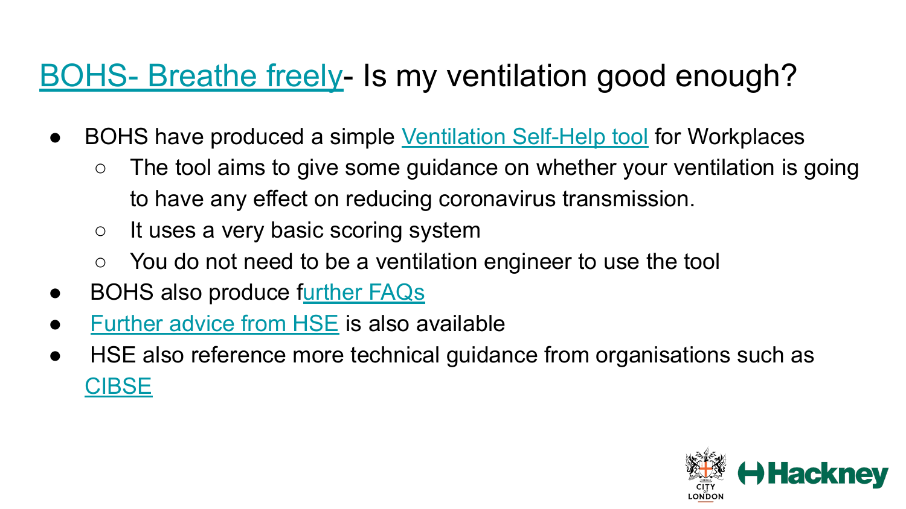# BOHS- Breathe freely- Is my ventilation good enough?

- BOHS have produced a simple Ventilation Self-Help tool for Workplaces
  - The tool aims to give some guidance on whether your ventilation is going to have any effect on reducing coronavirus transmission.
  - It uses a very basic scoring system
  - You do not need to be a ventilation engineer to use the tool
- BOHS also produce further FAQs
- Further advice from HSE is also available
- HSE also reference more technical guidance from organisations such as CIBSE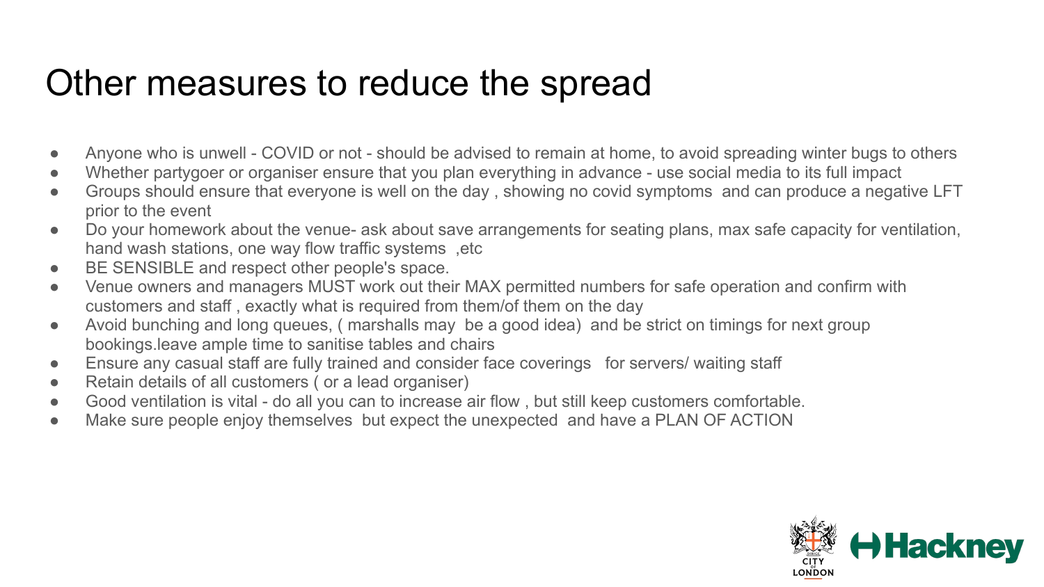# Other measures to reduce the spread

- Anyone who is unwell - COVID or not - should be advised to remain at home, to avoid spreading winter bugs to others
- Whether partygoer or organiser ensure that you plan everything in advance - use social media to its full impact
- Groups should ensure that everyone is well on the day , showing no covid symptoms and can produce a negative LFT prior to the event
- Do your homework about the venue- ask about save arrangements for seating plans, max safe capacity for ventilation, hand wash stations, one way flow traffic systems ,etc
- BE SENSIBLE and respect other people's space.
- Venue owners and managers MUST work out their MAX permitted numbers for safe operation and confirm with customers and staff , exactly what is required from them/of them on the day
- Avoid bunching and long queues, ( marshalls may be a good idea) and be strict on timings for next group bookings.leave ample time to sanitise tables and chairs
- Ensure any casual staff are fully trained and consider face coverings for servers/ waiting staff
- Retain details of all customers ( or a lead organiser)
- Good ventilation is vital - do all you can to increase air flow , but still keep customers comfortable.
- Make sure people enjoy themselves but expect the unexpected and have a PLAN OF ACTION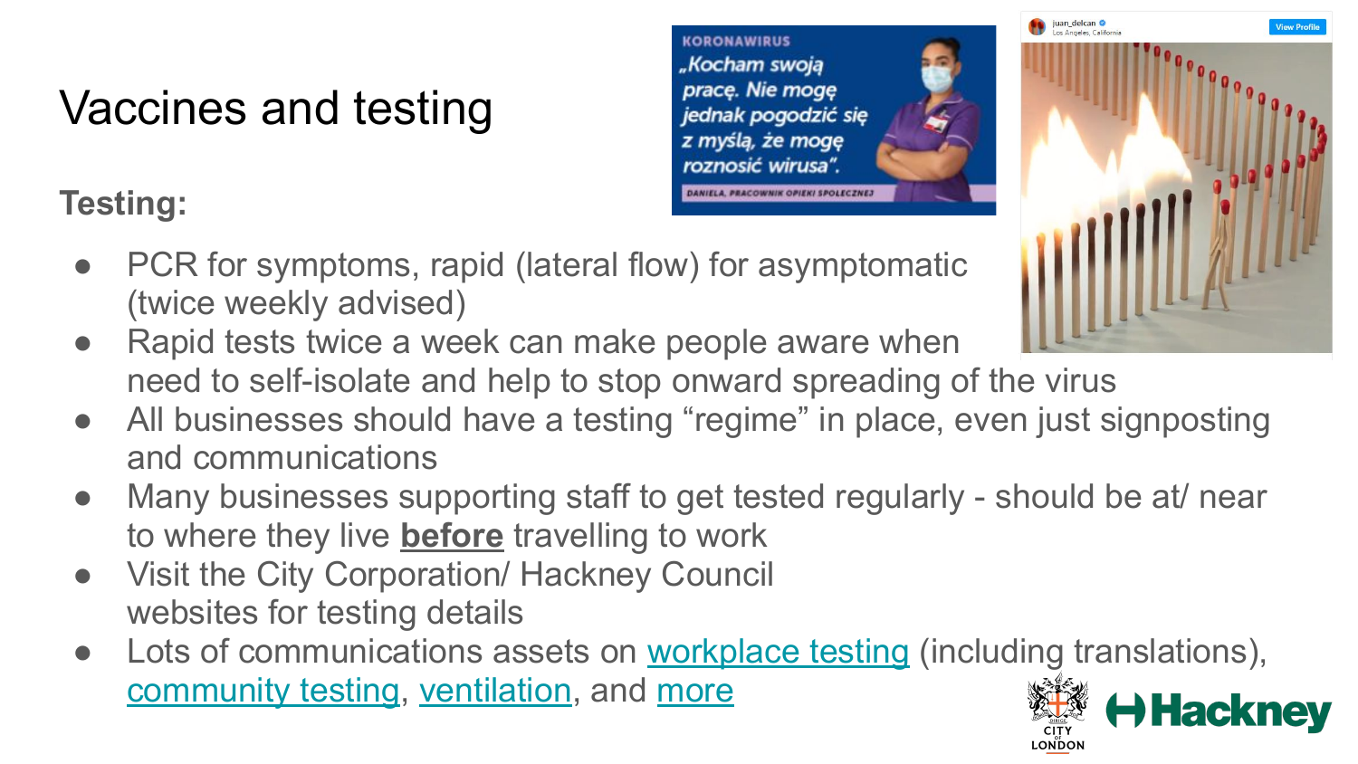# Vaccines and testing

**Testing:**

- PCR for symptoms, rapid (lateral flow) for asymptomatic (twice weekly advised)
- Rapid tests twice a week can make people aware when need to self-isolate and help to stop onward spreading of the virus
- All businesses should have a testing “regime” in place, even just signposting and communications
- Many businesses supporting staff to get tested regularly - should be at/ near to where they live **before** travelling to work
- Visit the City Corporation/ Hackney Council websites for testing details
- Lots of communications assets on workplace testing (including translations), community testing, ventilation, and more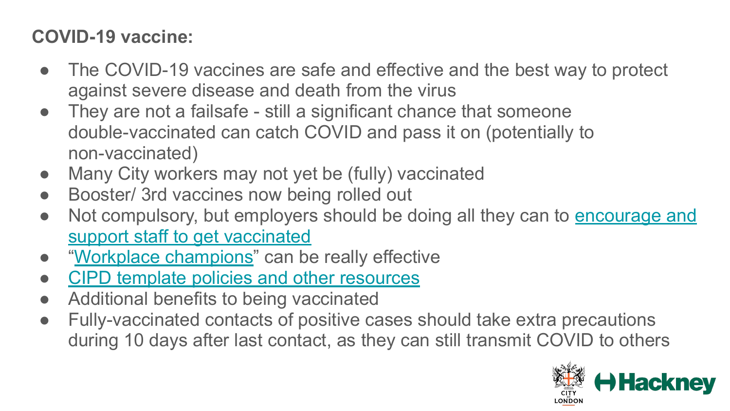**COVID-19 vaccine:**

- The COVID-19 vaccines are safe and effective and the best way to protect against severe disease and death from the virus
- They are not a failsafe - still a significant chance that someone double-vaccinated can catch COVID and pass it on (potentially to non-vaccinated)
- Many City workers may not yet be (fully) vaccinated
- Booster/ 3rd vaccines now being rolled out
- Not compulsory, but employers should be doing all they can to encourage and support staff to get vaccinated
- "Workplace champions" can be really effective
- CIPD template policies and other resources
- Additional benefits to being vaccinated
- Fully-vaccinated contacts of positive cases should take extra precautions during 10 days after last contact, as they can still transmit COVID to others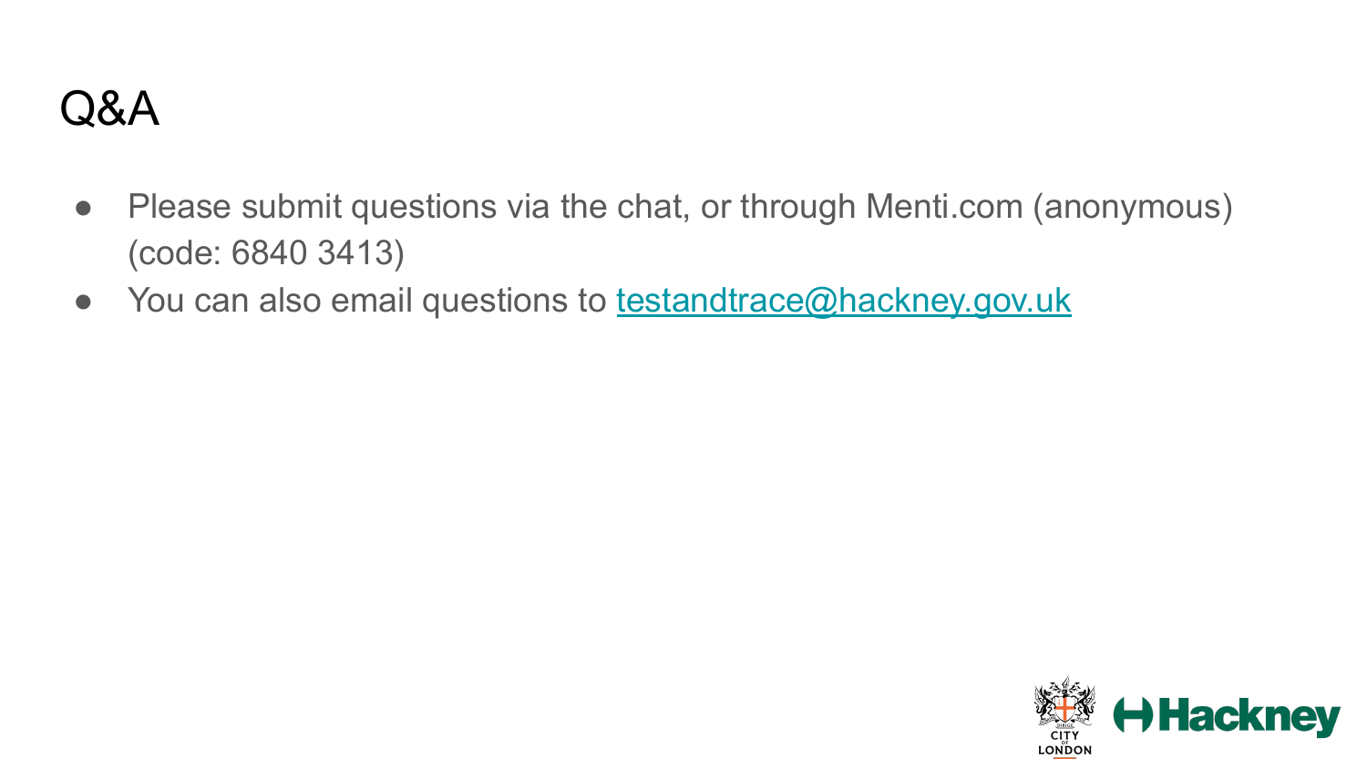# Q&A

- Please submit questions via the chat, or through Menti.com (anonymous) (code: 6840 3413)
- You can also email questions to testandtrace@hackney.gov.uk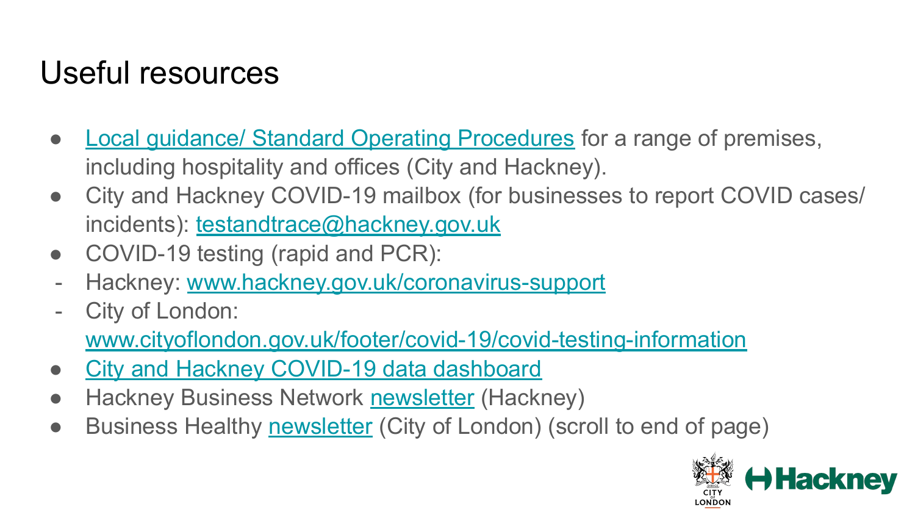# Useful resources

- Local guidance/ Standard Operating Procedures for a range of premises, including hospitality and offices (City and Hackney).
- City and Hackney COVID-19 mailbox (for businesses to report COVID cases/ incidents): testandtrace@hackney.gov.uk
- COVID-19 testing (rapid and PCR):
  - Hackney: www.hackney.gov.uk/coronavirus-support
  - City of London: www.cityoflondon.gov.uk/footer/covid-19/covid-testing-information
- City and Hackney COVID-19 data dashboard
- Hackney Business Network newsletter (Hackney)
- Business Healthy newsletter (City of London) (scroll to end of page)